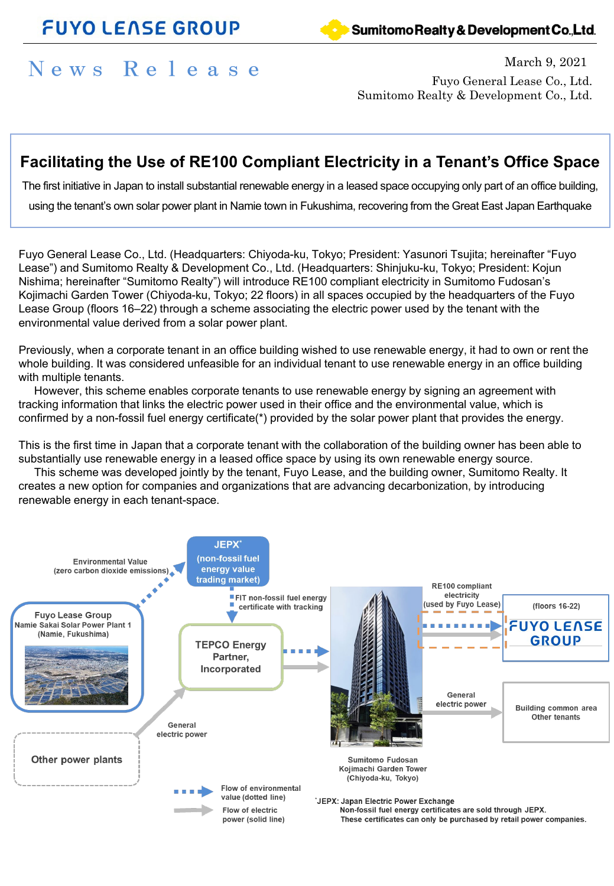FUYO LEASE GROUP

Sumitomo Realty & Development Co., Ltd.

News Release

March 9, 2021

Fuyo General Lease Co., Ltd.
Sumitomo Realty & Development Co., Ltd.

# Facilitating the Use of RE100 Compliant Electricity in a Tenant's Office Space

The first initiative in Japan to install substantial renewable energy in a leased space occupying only part of an office building, using the tenant's own solar power plant in Namie town in Fukushima, recovering from the Great East Japan Earthquake

Fuyo General Lease Co., Ltd. (Headquarters: Chiyoda-ku, Tokyo; President: Yasunori Tsujita; hereinafter "Fuyo Lease") and Sumitomo Realty & Development Co., Ltd. (Headquarters: Shinjuku-ku, Tokyo; President: Kojun Nishima; hereinafter "Sumitomo Realty") will introduce RE100 compliant electricity in Sumitomo Fudosan's Kojimachi Garden Tower (Chiyoda-ku, Tokyo; 22 floors) in all spaces occupied by the headquarters of the Fuyo Lease Group (floors 16–22) through a scheme associating the electric power used by the tenant with the environmental value derived from a solar power plant.

Previously, when a corporate tenant in an office building wished to use renewable energy, it had to own or rent the whole building. It was considered unfeasible for an individual tenant to use renewable energy in an office building with multiple tenants.

However, this scheme enables corporate tenants to use renewable energy by signing an agreement with tracking information that links the electric power used in their office and the environmental value, which is confirmed by a non-fossil fuel energy certificate(*) provided by the solar power plant that provides the energy.

This is the first time in Japan that a corporate tenant with the collaboration of the building owner has been able to substantially use renewable energy in a leased office space by using its own renewable energy source.

This scheme was developed jointly by the tenant, Fuyo Lease, and the building owner, Sumitomo Realty. It creates a new option for companies and organizations that are advancing decarbonization, by introducing renewable energy in each tenant-space.

Environmental Value (zero carbon dioxide emissions)

JEPX* (non-fossil fuel energy value trading market)

Fuyo Lease Group Namie Sakai Solar Power Plant 1 (Namie, Fukushima)

FIT non-fossil fuel energy certificate with tracking

TEPCO Energy Partner, Incorporated

RE100 compliant electricity (used by Fuyo Lease)

(floors 16-22) FUYO LEASE GROUP

General electric power

Building common area Other tenants

General electric power

Other power plants

Sumitomo Fudosan Kojimachi Garden Tower (Chiyoda-ku, Tokyo)

Flow of environmental value (dotted line)

Flow of electric power (solid line)

*JEPX: Japan Electric Power Exchange
Non-fossil fuel energy certificates are sold through JEPX.
These certificates can only be purchased by retail power companies.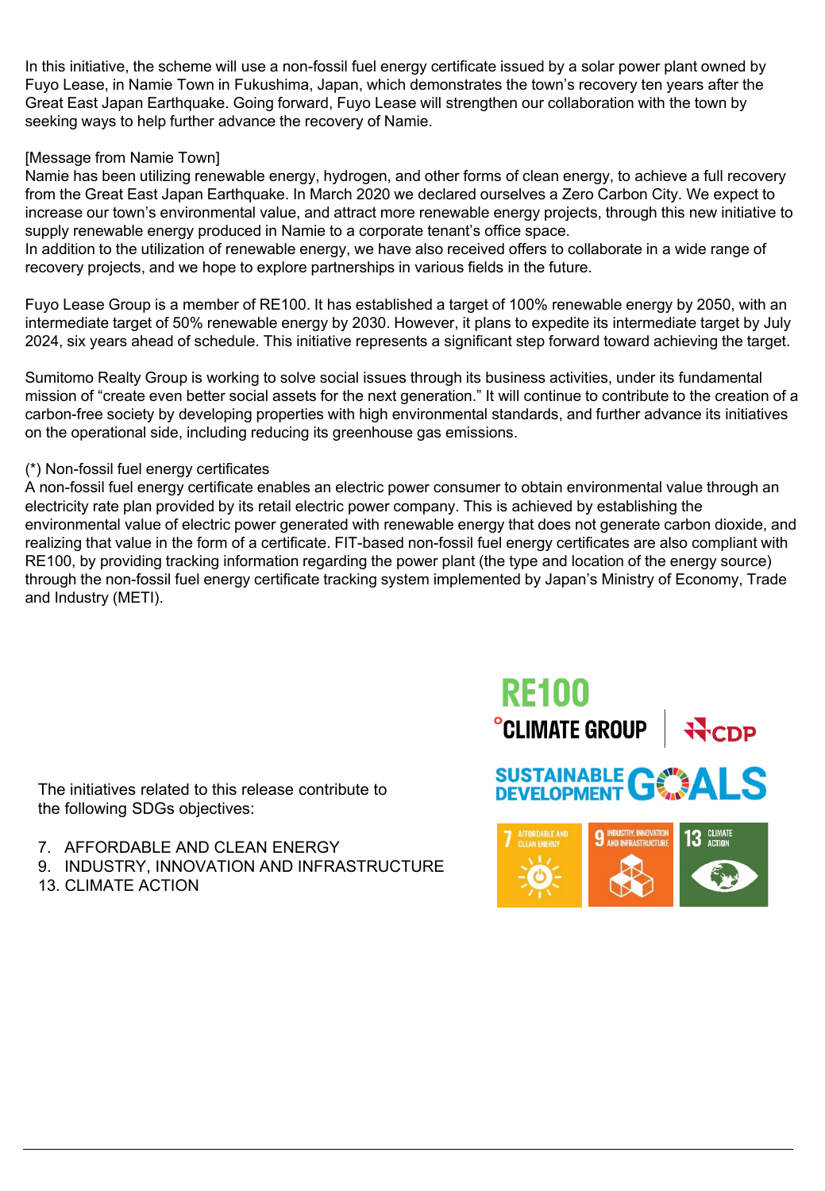In this initiative, the scheme will use a non-fossil fuel energy certificate issued by a solar power plant owned by Fuyo Lease, in Namie Town in Fukushima, Japan, which demonstrates the town's recovery ten years after the Great East Japan Earthquake. Going forward, Fuyo Lease will strengthen our collaboration with the town by seeking ways to help further advance the recovery of Namie.

[Message from Namie Town]
Namie has been utilizing renewable energy, hydrogen, and other forms of clean energy, to achieve a full recovery from the Great East Japan Earthquake. In March 2020 we declared ourselves a Zero Carbon City. We expect to increase our town's environmental value, and attract more renewable energy projects, through this new initiative to supply renewable energy produced in Namie to a corporate tenant's office space.
In addition to the utilization of renewable energy, we have also received offers to collaborate in a wide range of recovery projects, and we hope to explore partnerships in various fields in the future.

Fuyo Lease Group is a member of RE100. It has established a target of 100% renewable energy by 2050, with an intermediate target of 50% renewable energy by 2030. However, it plans to expedite its intermediate target by July 2024, six years ahead of schedule. This initiative represents a significant step forward toward achieving the target.

Sumitomo Realty Group is working to solve social issues through its business activities, under its fundamental mission of "create even better social assets for the next generation." It will continue to contribute to the creation of a carbon-free society by developing properties with high environmental standards, and further advance its initiatives on the operational side, including reducing its greenhouse gas emissions.

(*) Non-fossil fuel energy certificates
A non-fossil fuel energy certificate enables an electric power consumer to obtain environmental value through an electricity rate plan provided by its retail electric power company. This is achieved by establishing the environmental value of electric power generated with renewable energy that does not generate carbon dioxide, and realizing that value in the form of a certificate. FIT-based non-fossil fuel energy certificates are also compliant with RE100, by providing tracking information regarding the power plant (the type and location of the energy source) through the non-fossil fuel energy certificate tracking system implemented by Japan's Ministry of Economy, Trade and Industry (METI).

RE100
CLIMATE GROUP | CDP

The initiatives related to this release contribute to the following SDGs objectives:

7. AFFORDABLE AND CLEAN ENERGY
9. INDUSTRY, INNOVATION AND INFRASTRUCTURE
13. CLIMATE ACTION

SUSTAINABLE DEVELOPMENT GOALS

7 AFFORDABLE AND CLEAN ENERGY
9 INDUSTRY, INNOVATION AND INFRASTRUCTURE
13 CLIMATE ACTION